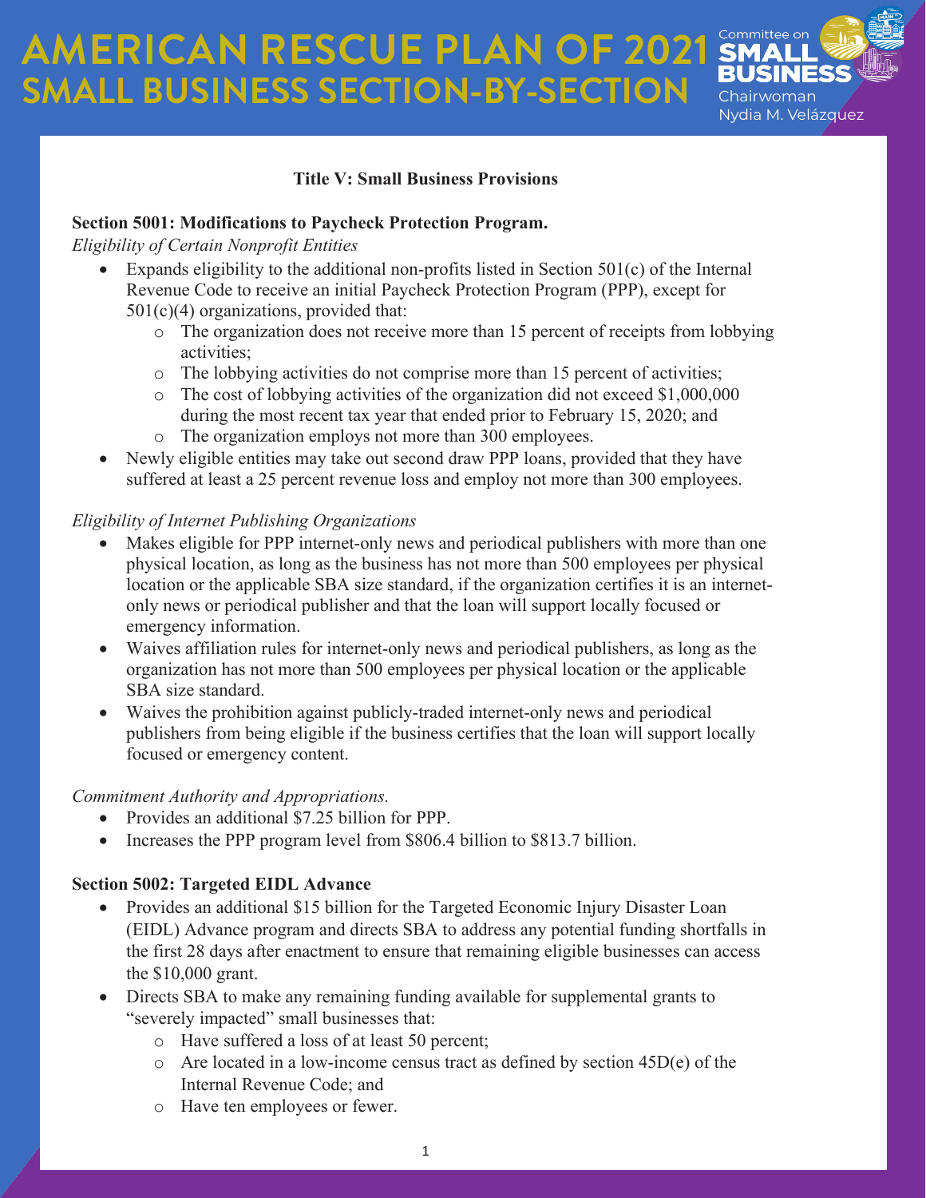# AMERICAN RESCUE PLAN OF 2021
# SMALL BUSINESS SECTION-BY-SECTION

Committee on SMALL BUSINESS
Chairwoman Nydia M. Velázquez

## Title V: Small Business Provisions

### Section 5001: Modifications to Paycheck Protection Program.

*Eligibility of Certain Nonprofit Entities*

- Expands eligibility to the additional non-profits listed in Section 501(c) of the Internal Revenue Code to receive an initial Paycheck Protection Program (PPP), except for 501(c)(4) organizations, provided that:
  - The organization does not receive more than 15 percent of receipts from lobbying activities;
  - The lobbying activities do not comprise more than 15 percent of activities;
  - The cost of lobbying activities of the organization did not exceed $1,000,000 during the most recent tax year that ended prior to February 15, 2020; and
  - The organization employs not more than 300 employees.
- Newly eligible entities may take out second draw PPP loans, provided that they have suffered at least a 25 percent revenue loss and employ not more than 300 employees.

*Eligibility of Internet Publishing Organizations*

- Makes eligible for PPP internet-only news and periodical publishers with more than one physical location, as long as the business has not more than 500 employees per physical location or the applicable SBA size standard, if the organization certifies it is an internet-only news or periodical publisher and that the loan will support locally focused or emergency information.
- Waives affiliation rules for internet-only news and periodical publishers, as long as the organization has not more than 500 employees per physical location or the applicable SBA size standard.
- Waives the prohibition against publicly-traded internet-only news and periodical publishers from being eligible if the business certifies that the loan will support locally focused or emergency content.

*Commitment Authority and Appropriations.*

- Provides an additional $7.25 billion for PPP.
- Increases the PPP program level from $806.4 billion to $813.7 billion.

### Section 5002: Targeted EIDL Advance

- Provides an additional $15 billion for the Targeted Economic Injury Disaster Loan (EIDL) Advance program and directs SBA to address any potential funding shortfalls in the first 28 days after enactment to ensure that remaining eligible businesses can access the $10,000 grant.
- Directs SBA to make any remaining funding available for supplemental grants to "severely impacted" small businesses that:
  - Have suffered a loss of at least 50 percent;
  - Are located in a low-income census tract as defined by section 45D(e) of the Internal Revenue Code; and
  - Have ten employees or fewer.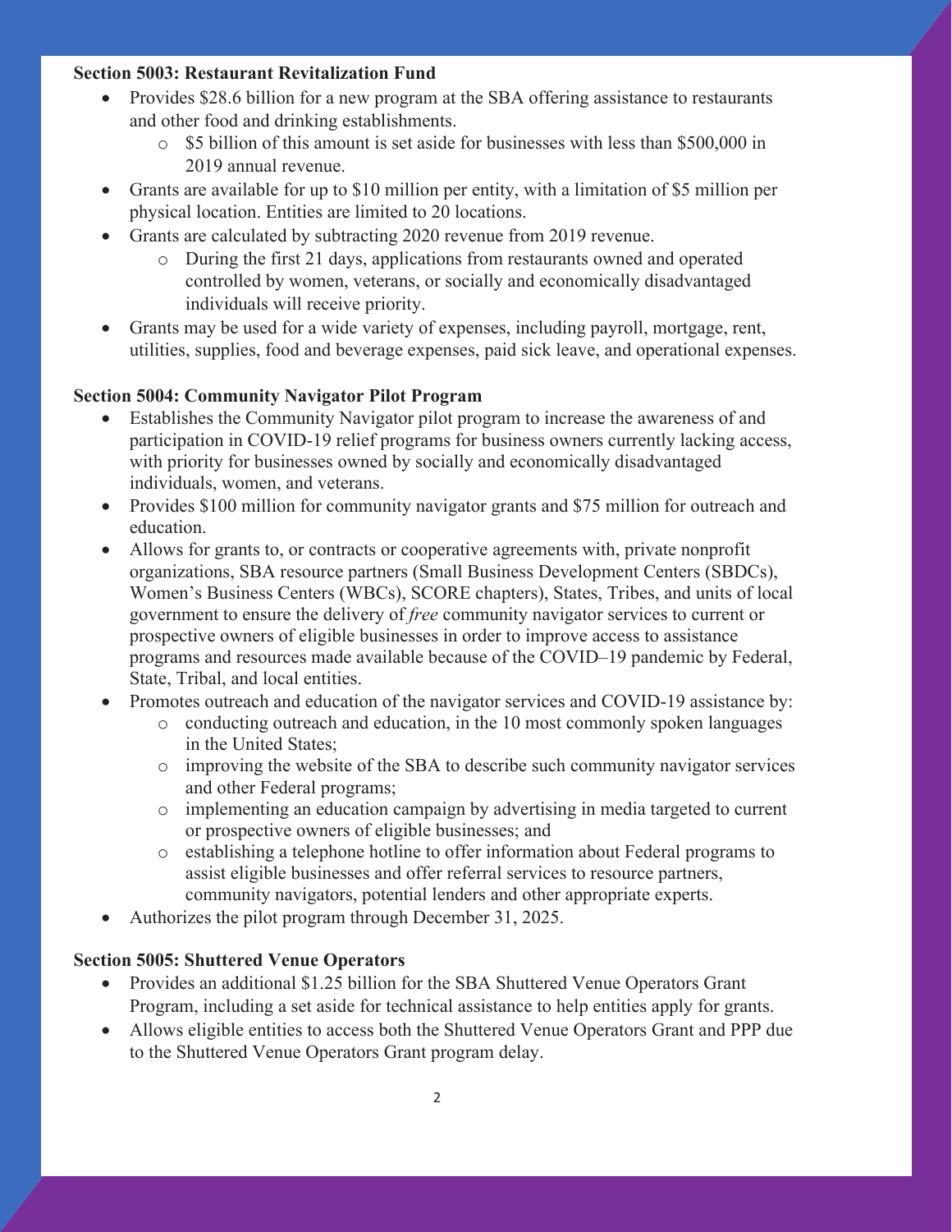**Section 5003: Restaurant Revitalization Fund**

- Provides $28.6 billion for a new program at the SBA offering assistance to restaurants and other food and drinking establishments.
    - $5 billion of this amount is set aside for businesses with less than $500,000 in 2019 annual revenue.
- Grants are available for up to $10 million per entity, with a limitation of $5 million per physical location. Entities are limited to 20 locations.
- Grants are calculated by subtracting 2020 revenue from 2019 revenue.
    - During the first 21 days, applications from restaurants owned and operated controlled by women, veterans, or socially and economically disadvantaged individuals will receive priority.
- Grants may be used for a wide variety of expenses, including payroll, mortgage, rent, utilities, supplies, food and beverage expenses, paid sick leave, and operational expenses.

**Section 5004: Community Navigator Pilot Program**

- Establishes the Community Navigator pilot program to increase the awareness of and participation in COVID-19 relief programs for business owners currently lacking access, with priority for businesses owned by socially and economically disadvantaged individuals, women, and veterans.
- Provides $100 million for community navigator grants and $75 million for outreach and education.
- Allows for grants to, or contracts or cooperative agreements with, private nonprofit organizations, SBA resource partners (Small Business Development Centers (SBDCs), Women's Business Centers (WBCs), SCORE chapters), States, Tribes, and units of local government to ensure the delivery of *free* community navigator services to current or prospective owners of eligible businesses in order to improve access to assistance programs and resources made available because of the COVID–19 pandemic by Federal, State, Tribal, and local entities.
- Promotes outreach and education of the navigator services and COVID-19 assistance by:
    - conducting outreach and education, in the 10 most commonly spoken languages in the United States;
    - improving the website of the SBA to describe such community navigator services and other Federal programs;
    - implementing an education campaign by advertising in media targeted to current or prospective owners of eligible businesses; and
    - establishing a telephone hotline to offer information about Federal programs to assist eligible businesses and offer referral services to resource partners, community navigators, potential lenders and other appropriate experts.
- Authorizes the pilot program through December 31, 2025.

**Section 5005: Shuttered Venue Operators**

- Provides an additional $1.25 billion for the SBA Shuttered Venue Operators Grant Program, including a set aside for technical assistance to help entities apply for grants.
- Allows eligible entities to access both the Shuttered Venue Operators Grant and PPP due to the Shuttered Venue Operators Grant program delay.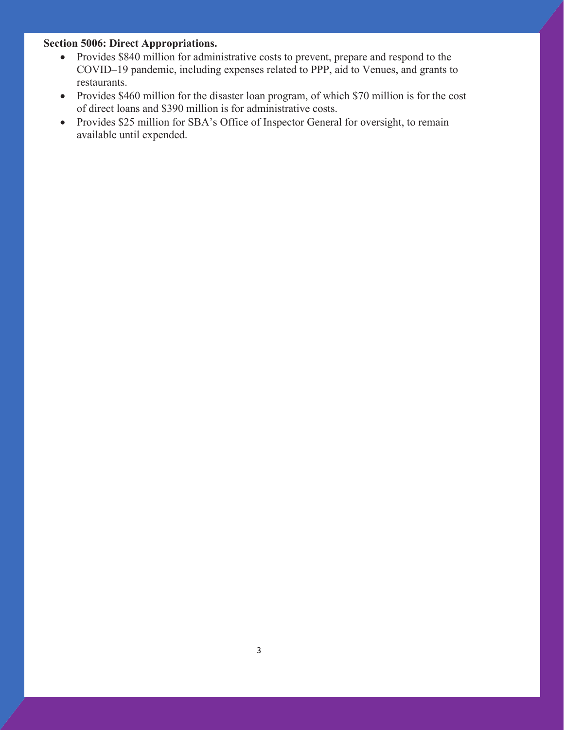**Section 5006: Direct Appropriations.**

- Provides $840 million for administrative costs to prevent, prepare and respond to the COVID–19 pandemic, including expenses related to PPP, aid to Venues, and grants to restaurants.
- Provides $460 million for the disaster loan program, of which $70 million is for the cost of direct loans and $390 million is for administrative costs.
- Provides $25 million for SBA's Office of Inspector General for oversight, to remain available until expended.